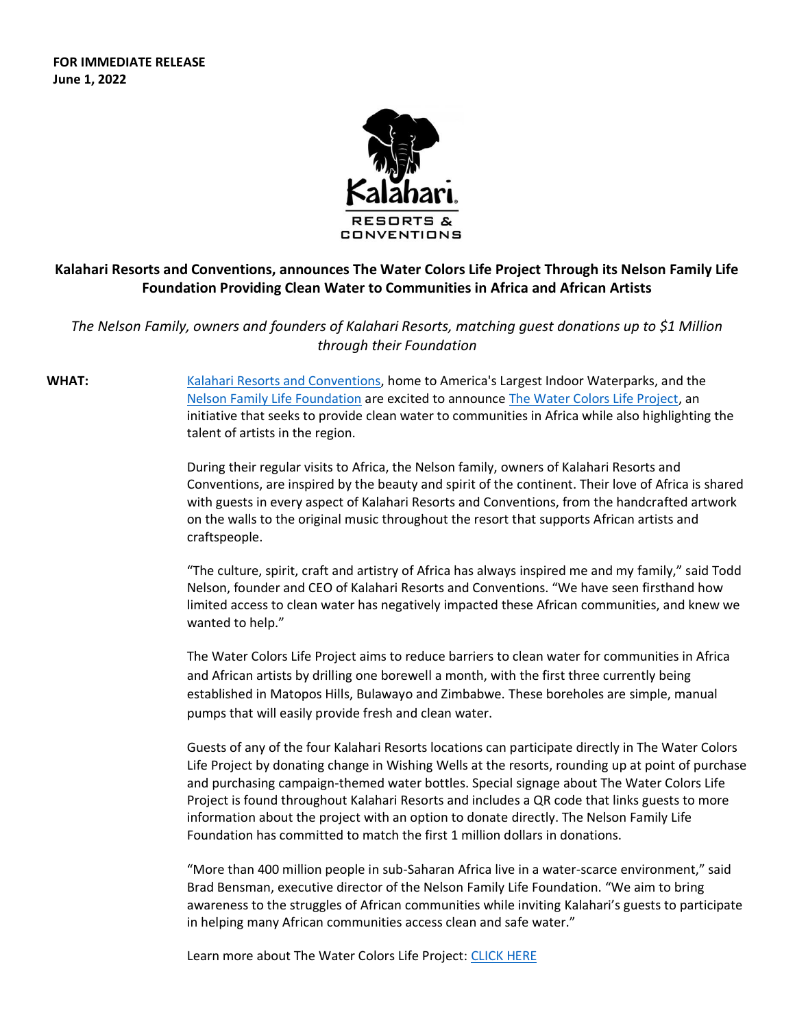**FOR IMMEDIATE RELEASE**
**June 1, 2022**

Kalahari.
RESORTS &
CONVENTIONS

**Kalahari Resorts and Conventions, announces The Water Colors Life Project Through its Nelson Family Life Foundation Providing Clean Water to Communities in Africa and African Artists**

*The Nelson Family, owners and founders of Kalahari Resorts, matching guest donations up to $1 Million through their Foundation*

**WHAT:** Kalahari Resorts and Conventions, home to America's Largest Indoor Waterparks, and the Nelson Family Life Foundation are excited to announce The Water Colors Life Project, an initiative that seeks to provide clean water to communities in Africa while also highlighting the talent of artists in the region.

During their regular visits to Africa, the Nelson family, owners of Kalahari Resorts and Conventions, are inspired by the beauty and spirit of the continent. Their love of Africa is shared with guests in every aspect of Kalahari Resorts and Conventions, from the handcrafted artwork on the walls to the original music throughout the resort that supports African artists and craftspeople.

"The culture, spirit, craft and artistry of Africa has always inspired me and my family," said Todd Nelson, founder and CEO of Kalahari Resorts and Conventions. "We have seen firsthand how limited access to clean water has negatively impacted these African communities, and knew we wanted to help."

The Water Colors Life Project aims to reduce barriers to clean water for communities in Africa and African artists by drilling one borewell a month, with the first three currently being established in Matopos Hills, Bulawayo and Zimbabwe. These boreholes are simple, manual pumps that will easily provide fresh and clean water.

Guests of any of the four Kalahari Resorts locations can participate directly in The Water Colors Life Project by donating change in Wishing Wells at the resorts, rounding up at point of purchase and purchasing campaign-themed water bottles. Special signage about The Water Colors Life Project is found throughout Kalahari Resorts and includes a QR code that links guests to more information about the project with an option to donate directly. The Nelson Family Life Foundation has committed to match the first 1 million dollars in donations.

"More than 400 million people in sub-Saharan Africa live in a water-scarce environment," said Brad Bensman, executive director of the Nelson Family Life Foundation. "We aim to bring awareness to the struggles of African communities while inviting Kalahari's guests to participate in helping many African communities access clean and safe water."

Learn more about The Water Colors Life Project: CLICK HERE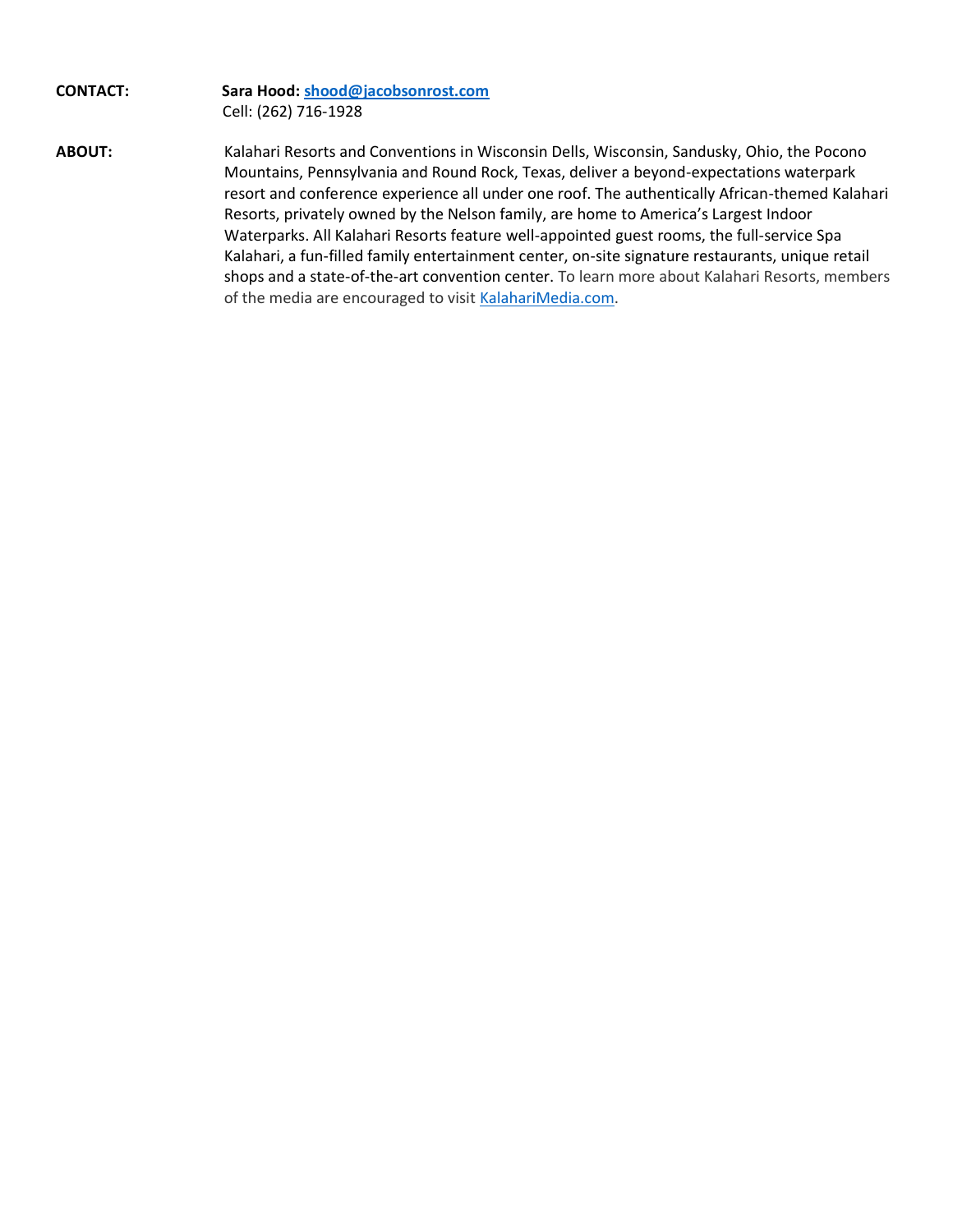**CONTACT:** **Sara Hood: [shood@jacobsonrost.com](mailto:shood@jacobsonrost.com)**
Cell: (262) 716-1928

**ABOUT:** Kalahari Resorts and Conventions in Wisconsin Dells, Wisconsin, Sandusky, Ohio, the Pocono Mountains, Pennsylvania and Round Rock, Texas, deliver a beyond-expectations waterpark resort and conference experience all under one roof. The authentically African-themed Kalahari Resorts, privately owned by the Nelson family, are home to America's Largest Indoor Waterparks. All Kalahari Resorts feature well-appointed guest rooms, the full-service Spa Kalahari, a fun-filled family entertainment center, on-site signature restaurants, unique retail shops and a state-of-the-art convention center. To learn more about Kalahari Resorts, members of the media are encouraged to visit [KalahariMedia.com](http://KalahariMedia.com).